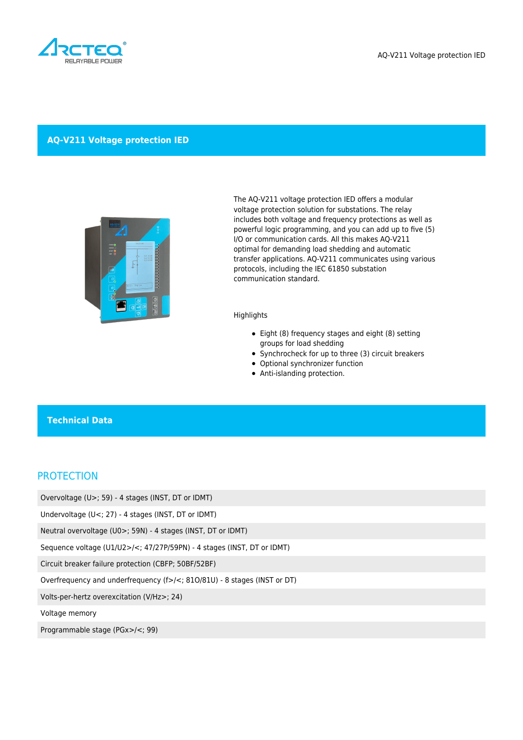# AQ-V211 Voltage protection IED

The AQ-V211 voltage protection IED offers a modular voltage protection solution for substations. The relay includes both voltage and frequency protections as well as powerful logic programming, and you can add up to five (5) I/O or communication cards. All this makes AQ-V211 optimal for demanding load shedding and automatic transfer applications. AQ-V211 communicates using various protocols, including the IEC 61850 substation communication standard.

Highlights

- Eight (8) frequency stages and eight (8) setting groups for load shedding
- Synchrocheck for up to three (3) circuit breakers
- Optional synchronizer function
- Anti-islanding protection.

## Technical Data

### PROTECTION

| |
|---|
| Overvoltage (U>; 59) - 4 stages (INST, DT or IDMT) |
| Undervoltage (U<; 27) - 4 stages (INST, DT or IDMT) |
| Neutral overvoltage (U0>; 59N) - 4 stages (INST, DT or IDMT) |
| Sequence voltage (U1/U2>/<; 47/27P/59PN) - 4 stages (INST, DT or IDMT) |
| Circuit breaker failure protection (CBFP; 50BF/52BF) |
| Overfrequency and underfrequency (f>/<; 81O/81U) - 8 stages (INST or DT) |
| Volts-per-hertz overexcitation (V/Hz>; 24) |
| Voltage memory |
| Programmable stage (PGx>/<; 99) |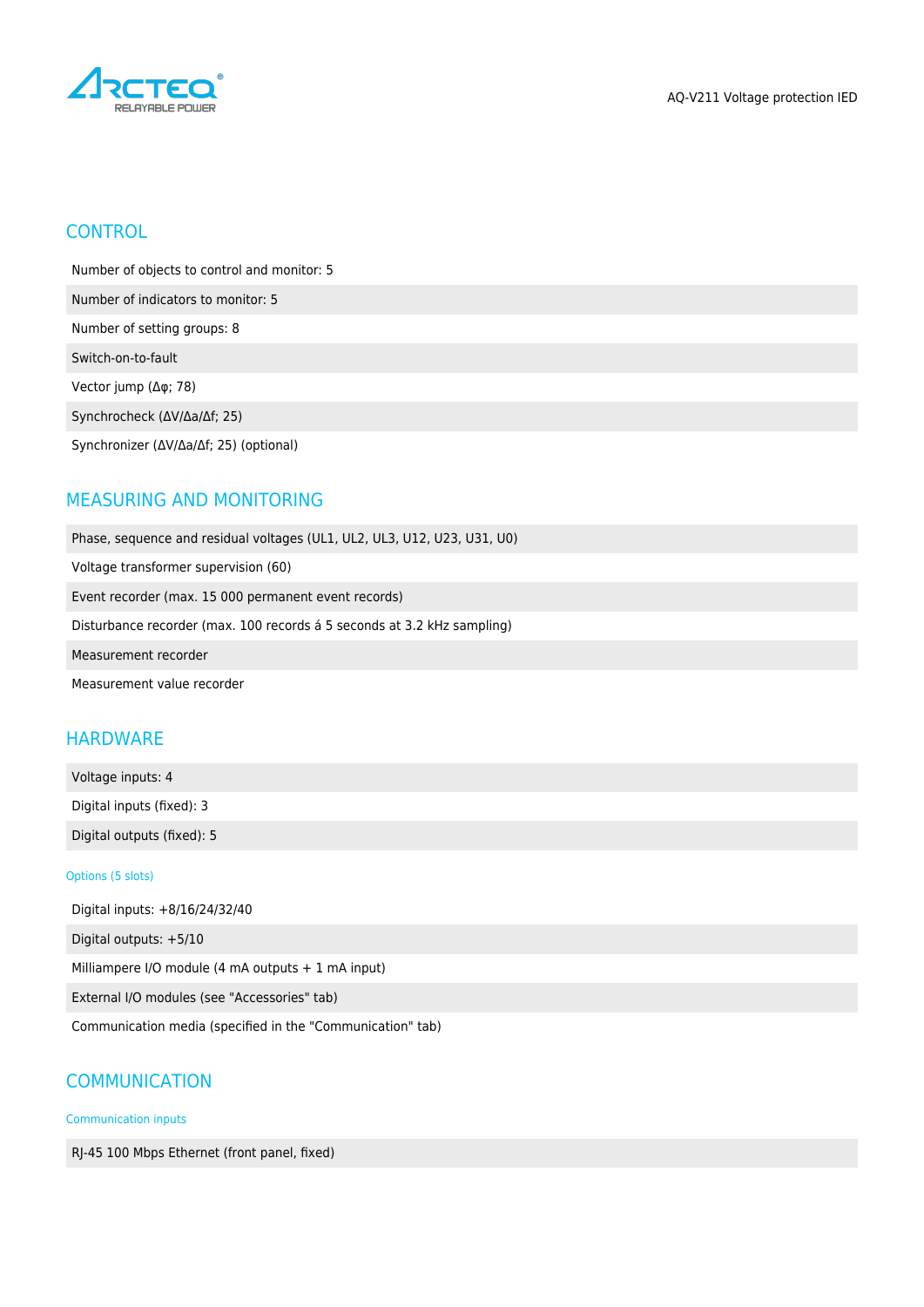## CONTROL

Number of objects to control and monitor: 5

Number of indicators to monitor: 5

Number of setting groups: 8

Switch-on-to-fault

Vector jump (Δφ; 78)

Synchrocheck (ΔV/Δa/Δf; 25)

Synchronizer (ΔV/Δa/Δf; 25) (optional)

## MEASURING AND MONITORING

Phase, sequence and residual voltages (UL1, UL2, UL3, U12, U23, U31, U0)

Voltage transformer supervision (60)

Event recorder (max. 15 000 permanent event records)

Disturbance recorder (max. 100 records á 5 seconds at 3.2 kHz sampling)

Measurement recorder

Measurement value recorder

## HARDWARE

Voltage inputs: 4

Digital inputs (fixed): 3

Digital outputs (fixed): 5

### Options (5 slots)

Digital inputs: +8/16/24/32/40

Digital outputs: +5/10

Milliampere I/O module (4 mA outputs + 1 mA input)

External I/O modules (see "Accessories" tab)

Communication media (specified in the "Communication" tab)

## COMMUNICATION

### Communication inputs

RJ-45 100 Mbps Ethernet (front panel, fixed)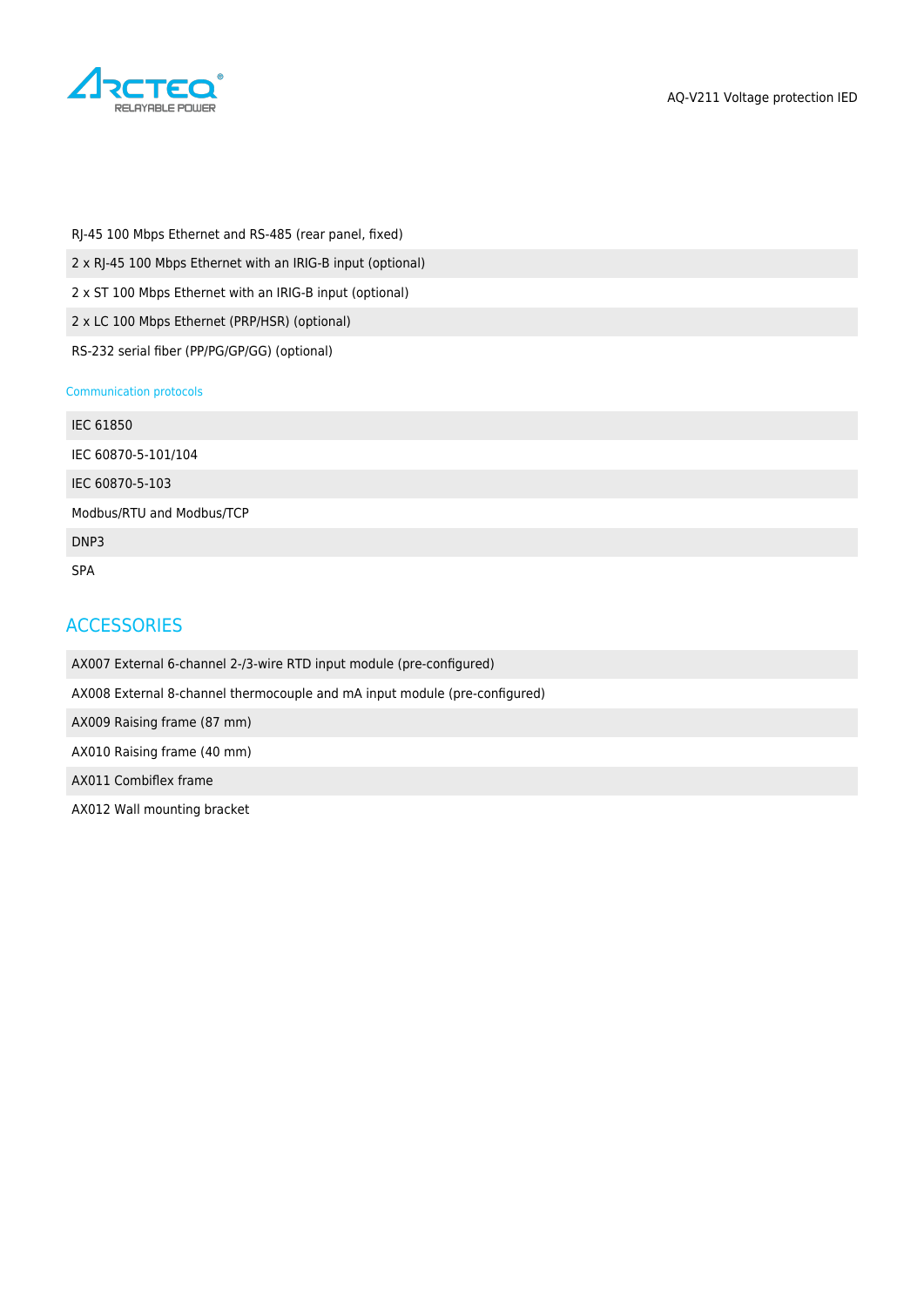| RJ-45 100 Mbps Ethernet and RS-485 (rear panel, fixed) |
| --- |
| 2 x RJ-45 100 Mbps Ethernet with an IRIG-B input (optional) |
| 2 x ST 100 Mbps Ethernet with an IRIG-B input (optional) |
| 2 x LC 100 Mbps Ethernet (PRP/HSR) (optional) |
| RS-232 serial fiber (PP/PG/GP/GG) (optional) |

### Communication protocols

| IEC 61850 |
| --- |
| IEC 60870-5-101/104 |
| IEC 60870-5-103 |
| Modbus/RTU and Modbus/TCP |
| DNP3 |
| SPA |

## ACCESSORIES

| AX007 External 6-channel 2-/3-wire RTD input module (pre-configured) |
| --- |
| AX008 External 8-channel thermocouple and mA input module (pre-configured) |
| AX009 Raising frame (87 mm) |
| AX010 Raising frame (40 mm) |
| AX011 Combiflex frame |
| AX012 Wall mounting bracket |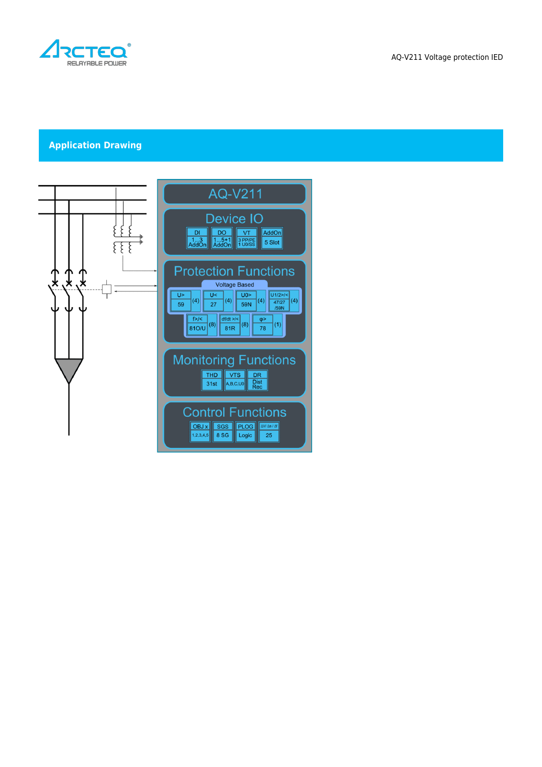## Application Drawing

AQ-V211

Device IO

DI
1...3
AddOn

DO
1...5+1
AddOn

VT
3 PP/PE
1 U0/SS

AddOn
5 Slot

Protection Functions

Voltage Based

U>
59
(4)

U<
27
(4)

U0>
59N
(4)

U1/2>/<
47/27
/59N
(4)

f>/<
81O/U
(8)

df/dt >/<
81R
(8)

φ>
78
(1)

Monitoring Functions

THD
31st

VTS
A,B,C,U0

DR
Dist
Rec

Control Functions

OBJ x
1,2,3,4,5

SGS
8 SG

PLOG
Logic

ΔV/ Δa / Δf
25